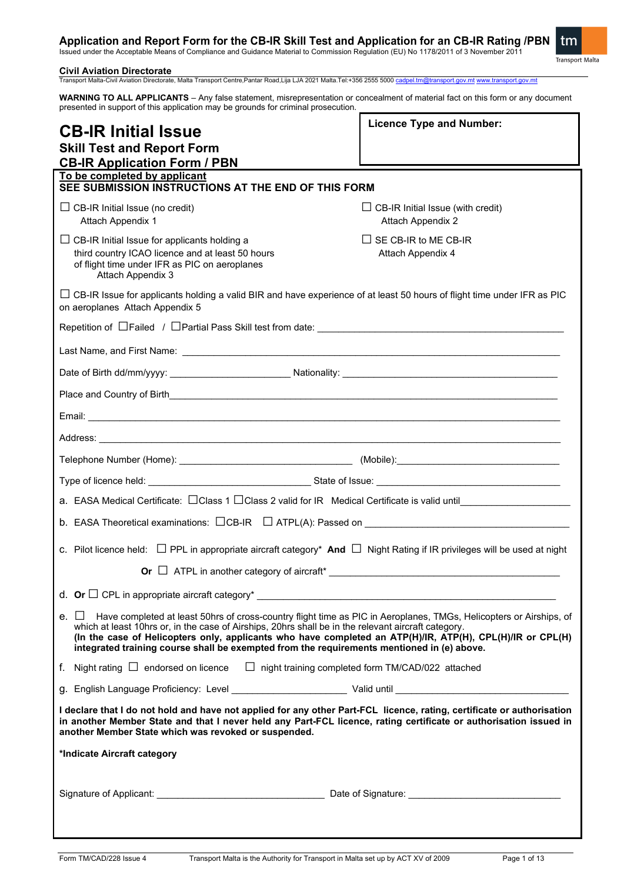# Application and Report Form for the CB-IR Skill Test and Application for an CB-IR Rating /PBN

Issued under the Acceptable Means of Compliance and Guidance Material to Commission Regulation (EU) No 1178/2011 of 3 November 2011

tm
Transport Malta

**Civil Aviation Directorate**

Transport Malta-Civil Aviation Directorate, Malta Transport Centre,Pantar Road,Lija LJA 2021 Malta.Tel:+356 2555 5000 cadpel.tm@transport.gov.mt www.transport.gov.mt

**WARNING TO ALL APPLICANTS** – Any false statement, misrepresentation or concealment of material fact on this form or any document presented in support of this application may be grounds for criminal prosecution.

# CB-IR Initial Issue

## Skill Test and Report Form

## CB-IR Application Form / PBN

**Licence Type and Number:**

**To be completed by applicant**

**SEE SUBMISSION INSTRUCTIONS AT THE END OF THIS FORM**

☐ CB-IR Initial Issue (no credit)
Attach Appendix 1

☐ CB-IR Initial Issue (with credit)
Attach Appendix 2

☐ CB-IR Initial Issue for applicants holding a third country ICAO licence and at least 50 hours of flight time under IFR as PIC on aeroplanes
Attach Appendix 3

☐ SE CB-IR to ME CB-IR
Attach Appendix 4

☐ CB-IR Issue for applicants holding a valid BIR and have experience of at least 50 hours of flight time under IFR as PIC on aeroplanes Attach Appendix 5

Repetition of ☐Failed / ☐Partial Pass Skill test from date: ______________________________

Last Name, and First Name: ______________________________

Date of Birth dd/mm/yyyy: ____________________ Nationality: ______________________________

Place and Country of Birth______________________________

Email: ______________________________

Address: ______________________________

Telephone Number (Home): ____________________ (Mobile):____________________

Type of licence held: ____________________ State of Issue: ____________________

a. EASA Medical Certificate: ☐Class 1 ☐Class 2 valid for IR Medical Certificate is valid until____________________

b. EASA Theoretical examinations: ☐CB-IR ☐ ATPL(A): Passed on ______________________________

c. Pilot licence held: ☐ PPL in appropriate aircraft category* **And** ☐ Night Rating if IR privileges will be used at night

**Or** ☐ ATPL in another category of aircraft* ______________________________

d. **Or** ☐ CPL in appropriate aircraft category* ______________________________

e. ☐ Have completed at least 50hrs of cross-country flight time as PIC in Aeroplanes, TMGs, Helicopters or Airships, of which at least 10hrs or, in the case of Airships, 20hrs shall be in the relevant aircraft category.
**(In the case of Helicopters only, applicants who have completed an ATP(H)/IR, ATP(H), CPL(H)/IR or CPL(H) integrated training course shall be exempted from the requirements mentioned in (e) above.**

f. Night rating ☐ endorsed on licence ☐ night training completed form TM/CAD/022 attached

g. English Language Proficiency: Level ____________________ Valid until ______________________________

**I declare that I do not hold and have not applied for any other Part-FCL licence, rating, certificate or authorisation in another Member State and that I never held any Part-FCL licence, rating certificate or authorisation issued in another Member State which was revoked or suspended.**

**\*Indicate Aircraft category**

Signature of Applicant: ______________________________ Date of Signature: ______________________________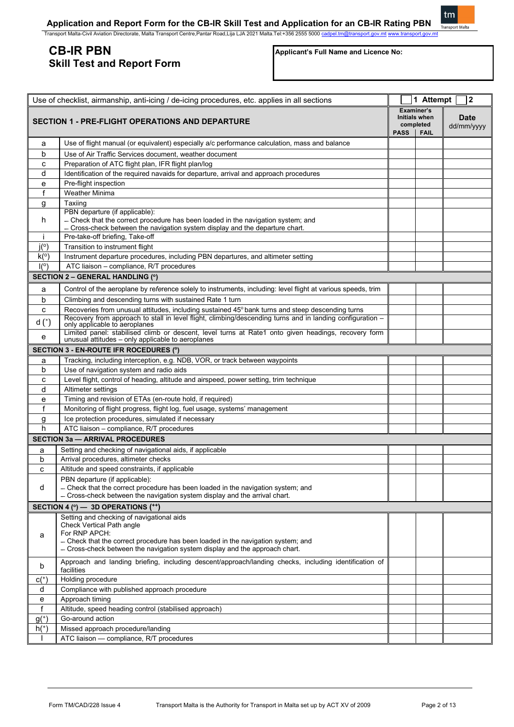# CB-IR PBN
## Skill Test and Report Form

**Applicant's Full Name and Licence No:**

| | Use of checklist, airmanship, anti-icing / de-icing procedures, etc. applies in all sections | 1 Attempt | 2 | |
|---|---|---|---|---|
| | **SECTION 1 - PRE-FLIGHT OPERATIONS AND DEPARTURE** | **Examiner's Initials when completed** | | **Date** dd/mm/yyyy |
| | | **PASS** | **FAIL** | |
| a | Use of flight manual (or equivalent) especially a/c performance calculation, mass and balance | | | |
| b | Use of Air Traffic Services document, weather document | | | |
| c | Preparation of ATC flight plan, IFR flight plan/log | | | |
| d | Identification of the required navaids for departure, arrival and approach procedures | | | |
| e | Pre-flight inspection | | | |
| f | Weather Minima | | | |
| g | Taxiing | | | |
| h | PBN departure (if applicable): – Check that the correct procedure has been loaded in the navigation system; and – Cross-check between the navigation system display and the departure chart. | | | |
| i | Pre-take-off briefing, Take-off | | | |
| j(°) | Transition to instrument flight | | | |
| k(°) | Instrument departure procedures, including PBN departures, and altimeter setting | | | |
| l(°) | ATC liaison – compliance, R/T procedures | | | |
| | **SECTION 2 – GENERAL HANDLING (°)** | | | |
| a | Control of the aeroplane by reference solely to instruments, including: level flight at various speeds, trim | | | |
| b | Climbing and descending turns with sustained Rate 1 turn | | | |
| c | Recoveries from unusual attitudes, including sustained 45° bank turns and steep descending turns | | | |
| d (*) | Recovery from approach to stall in level flight, climbing/descending turns and in landing configuration – only applicable to aeroplanes | | | |
| e | Limited panel: stabilised climb or descent, level turns at Rate1 onto given headings, recovery form unusual attitudes – only applicable to aeroplanes | | | |
| | **SECTION 3 - EN-ROUTE IFR ROCEDURES (°)** | | | |
| a | Tracking, including interception, e.g. NDB, VOR, or track between waypoints | | | |
| b | Use of navigation system and radio aids | | | |
| c | Level flight, control of heading, altitude and airspeed, power setting, trim technique | | | |
| d | Altimeter settings | | | |
| e | Timing and revision of ETAs (en-route hold, if required) | | | |
| f | Monitoring of flight progress, flight log, fuel usage, systems' management | | | |
| g | Ice protection procedures, simulated if necessary | | | |
| h | ATC liaison – compliance, R/T procedures | | | |
| | **SECTION 3a — ARRIVAL PROCEDURES** | | | |
| a | Setting and checking of navigational aids, if applicable | | | |
| b | Arrival procedures, altimeter checks | | | |
| c | Altitude and speed constraints, if applicable | | | |
| d | PBN departure (if applicable): – Check that the correct procedure has been loaded in the navigation system; and – Cross-check between the navigation system display and the arrival chart. | | | |
| | **SECTION 4 (°) — 3D OPERATIONS (++)** | | | |
| a | Setting and checking of navigational aids Check Vertical Path angle For RNP APCH: – Check that the correct procedure has been loaded in the navigation system; and – Cross-check between the navigation system display and the approach chart. | | | |
| b | Approach and landing briefing, including descent/approach/landing checks, including identification of facilities | | | |
| c(+) | Holding procedure | | | |
| d | Compliance with published approach procedure | | | |
| e | Approach timing | | | |
| f | Altitude, speed heading control (stabilised approach) | | | |
| g(+) | Go-around action | | | |
| h(+) | Missed approach procedure/landing | | | |
| I | ATC liaison — compliance, R/T procedures | | | |

Form TM/CAD/228 Issue 4 — Transport Malta is the Authority for Transport in Malta set up by ACT XV of 2009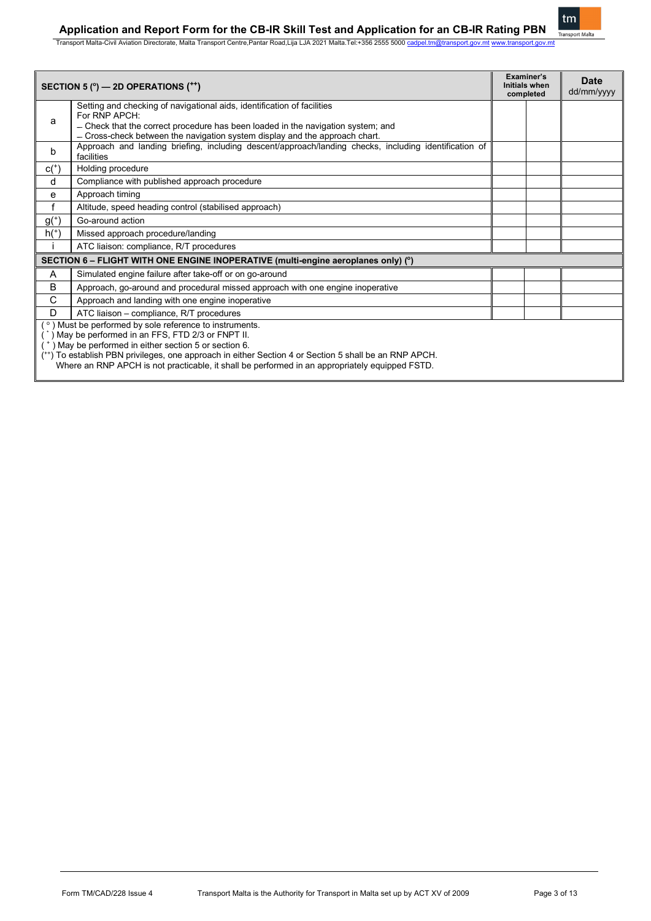| SECTION 5 (°) — 2D OPERATIONS (++) | | Examiner's Initials when completed | | Date dd/mm/yyyy |
|---|---|---|---|---|
| a | Setting and checking of navigational aids, identification of facilities<br>For RNP APCH:<br>– Check that the correct procedure has been loaded in the navigation system; and<br>– Cross-check between the navigation system display and the approach chart. | | | |
| b | Approach and landing briefing, including descent/approach/landing checks, including identification of facilities | | | |
| c(+) | Holding procedure | | | |
| d | Compliance with published approach procedure | | | |
| e | Approach timing | | | |
| f | Altitude, speed heading control (stabilised approach) | | | |
| g(+) | Go-around action | | | |
| h(+) | Missed approach procedure/landing | | | |
| i | ATC liaison: compliance, R/T procedures | | | |
| **SECTION 6 – FLIGHT WITH ONE ENGINE INOPERATIVE (multi-engine aeroplanes only) (°)** | | | | |
| A | Simulated engine failure after take-off or on go-around | | | |
| B | Approach, go-around and procedural missed approach with one engine inoperative | | | |
| C | Approach and landing with one engine inoperative | | | |
| D | ATC liaison – compliance, R/T procedures | | | |

( ° ) Must be performed by sole reference to instruments.
( * ) May be performed in an FFS, FTD 2/3 or FNPT II.
( + ) May be performed in either section 5 or section 6.
(++) To establish PBN privileges, one approach in either Section 4 or Section 5 shall be an RNP APCH.
Where an RNP APCH is not practicable, it shall be performed in an appropriately equipped FSTD.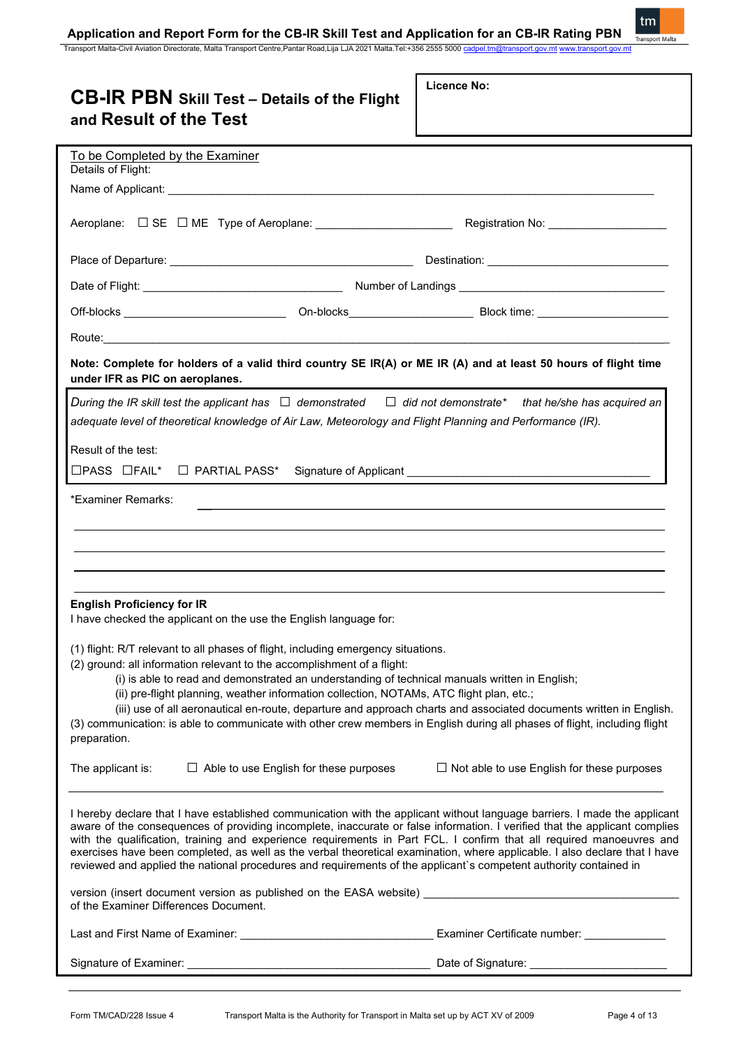# CB-IR PBN Skill Test – Details of the Flight and Result of the Test

**Licence No:**

To be Completed by the Examiner

Details of Flight:

Name of Applicant: ______________________________

Aeroplane: ☐ SE ☐ ME Type of Aeroplane: ____________________ Registration No: __________________

Place of Departure: ______________________________ Destination: ____________________________

Date of Flight: ____________________________ Number of Landings ______________________________

Off-blocks ________________________ On-blocks__________________ Block time: ____________________

Route:______________________________________________________________________________

**Note: Complete for holders of a valid third country SE IR(A) or ME IR (A) and at least 50 hours of flight time under IFR as PIC on aeroplanes.**

*During the IR skill test the applicant has* ☐ *demonstrated* ☐ *did not demonstrate\** *that he/she has acquired an adequate level of theoretical knowledge of Air Law, Meteorology and Flight Planning and Performance (IR).*

Result of the test:

☐PASS ☐FAIL* ☐ PARTIAL PASS* Signature of Applicant ____________________________________

*Examiner Remarks: ______________________________________________________________

______________________________________________________________________________

______________________________________________________________________________

______________________________________________________________________________

______________________________________________________________________________

**English Proficiency for IR**

I have checked the applicant on the use the English language for:

(1) flight: R/T relevant to all phases of flight, including emergency situations.
(2) ground: all information relevant to the accomplishment of a flight:
 (i) is able to read and demonstrated an understanding of technical manuals written in English;
 (ii) pre-flight planning, weather information collection, NOTAMs, ATC flight plan, etc.;
 (iii) use of all aeronautical en-route, departure and approach charts and associated documents written in English.
(3) communication: is able to communicate with other crew members in English during all phases of flight, including flight preparation.

The applicant is: ☐ Able to use English for these purposes ☐ Not able to use English for these purposes

I hereby declare that I have established communication with the applicant without language barriers. I made the applicant aware of the consequences of providing incomplete, inaccurate or false information. I verified that the applicant complies with the qualification, training and experience requirements in Part FCL. I confirm that all required manoeuvres and exercises have been completed, as well as the verbal theoretical examination, where applicable. I also declare that I have reviewed and applied the national procedures and requirements of the applicant`s competent authority contained in

version (insert document version as published on the EASA website) ____________________________________
of the Examiner Differences Document.

Last and First Name of Examiner: ____________________________ Examiner Certificate number: ____________

Signature of Examiner: ____________________________________ Date of Signature: ____________________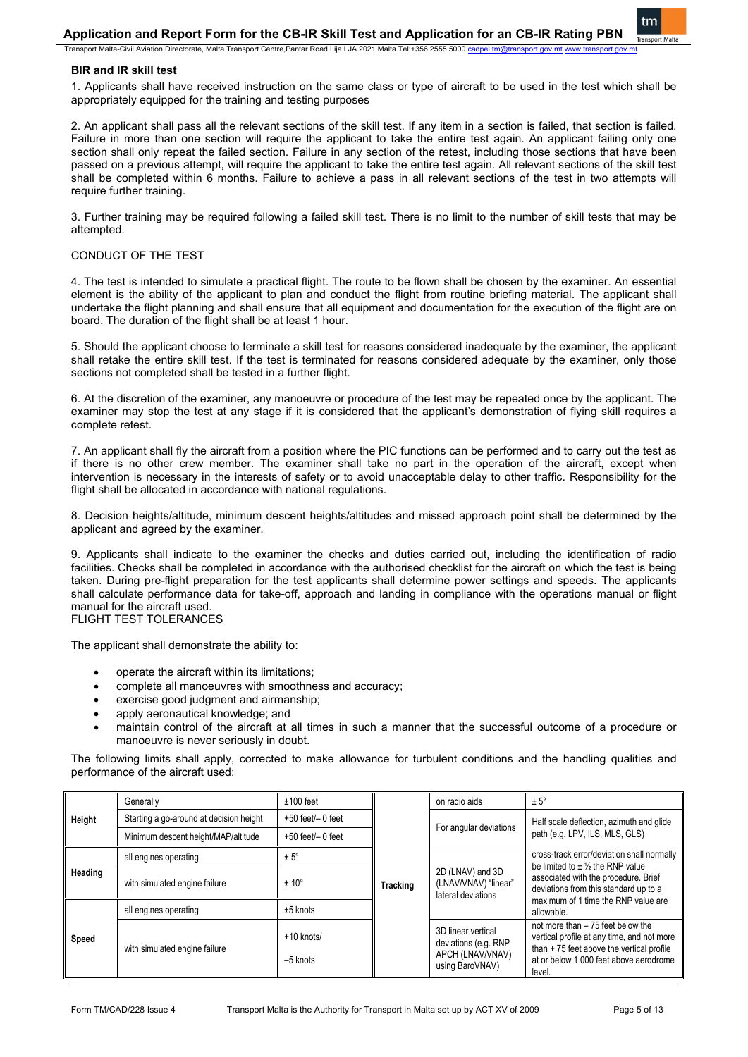### BIR and IR skill test

1. Applicants shall have received instruction on the same class or type of aircraft to be used in the test which shall be appropriately equipped for the training and testing purposes

2. An applicant shall pass all the relevant sections of the skill test. If any item in a section is failed, that section is failed. Failure in more than one section will require the applicant to take the entire test again. An applicant failing only one section shall only repeat the failed section. Failure in any section of the retest, including those sections that have been passed on a previous attempt, will require the applicant to take the entire test again. All relevant sections of the skill test shall be completed within 6 months. Failure to achieve a pass in all relevant sections of the test in two attempts will require further training.

3. Further training may be required following a failed skill test. There is no limit to the number of skill tests that may be attempted.

CONDUCT OF THE TEST

4. The test is intended to simulate a practical flight. The route to be flown shall be chosen by the examiner. An essential element is the ability of the applicant to plan and conduct the flight from routine briefing material. The applicant shall undertake the flight planning and shall ensure that all equipment and documentation for the execution of the flight are on board. The duration of the flight shall be at least 1 hour.

5. Should the applicant choose to terminate a skill test for reasons considered inadequate by the examiner, the applicant shall retake the entire skill test. If the test is terminated for reasons considered adequate by the examiner, only those sections not completed shall be tested in a further flight.

6. At the discretion of the examiner, any manoeuvre or procedure of the test may be repeated once by the applicant. The examiner may stop the test at any stage if it is considered that the applicant's demonstration of flying skill requires a complete retest.

7. An applicant shall fly the aircraft from a position where the PIC functions can be performed and to carry out the test as if there is no other crew member. The examiner shall take no part in the operation of the aircraft, except when intervention is necessary in the interests of safety or to avoid unacceptable delay to other traffic. Responsibility for the flight shall be allocated in accordance with national regulations.

8. Decision heights/altitude, minimum descent heights/altitudes and missed approach point shall be determined by the applicant and agreed by the examiner.

9. Applicants shall indicate to the examiner the checks and duties carried out, including the identification of radio facilities. Checks shall be completed in accordance with the authorised checklist for the aircraft on which the test is being taken. During pre-flight preparation for the test applicants shall determine power settings and speeds. The applicants shall calculate performance data for take-off, approach and landing in compliance with the operations manual or flight manual for the aircraft used.

FLIGHT TEST TOLERANCES

The applicant shall demonstrate the ability to:

- operate the aircraft within its limitations;
- complete all manoeuvres with smoothness and accuracy;
- exercise good judgment and airmanship;
- apply aeronautical knowledge; and
- maintain control of the aircraft at all times in such a manner that the successful outcome of a procedure or manoeuvre is never seriously in doubt.

The following limits shall apply, corrected to make allowance for turbulent conditions and the handling qualities and performance of the aircraft used:

| | | | | | |
|---|---|---|---|---|---|
| **Height** | Generally | ±100 feet | **Tracking** | on radio aids | ± 5° |
| | Starting a go-around at decision height | +50 feet/– 0 feet | | For angular deviations | Half scale deflection, azimuth and glide path (e.g. LPV, ILS, MLS, GLS) |
| | Minimum descent height/MAP/altitude | +50 feet/– 0 feet | | | |
| **Heading** | all engines operating | ± 5° | | 2D (LNAV) and 3D (LNAV/VNAV) "linear" lateral deviations | cross-track error/deviation shall normally be limited to ± ½ the RNP value associated with the procedure. Brief deviations from this standard up to a maximum of 1 time the RNP value are allowable. |
| | with simulated engine failure | ± 10° | | | |
| **Speed** | all engines operating | ±5 knots | | | |
| | with simulated engine failure | +10 knots/ –5 knots | | 3D linear vertical deviations (e.g. RNP APCH (LNAV/VNAV) using BaroVNAV) | not more than – 75 feet below the vertical profile at any time, and not more than + 75 feet above the vertical profile at or below 1 000 feet above aerodrome level. |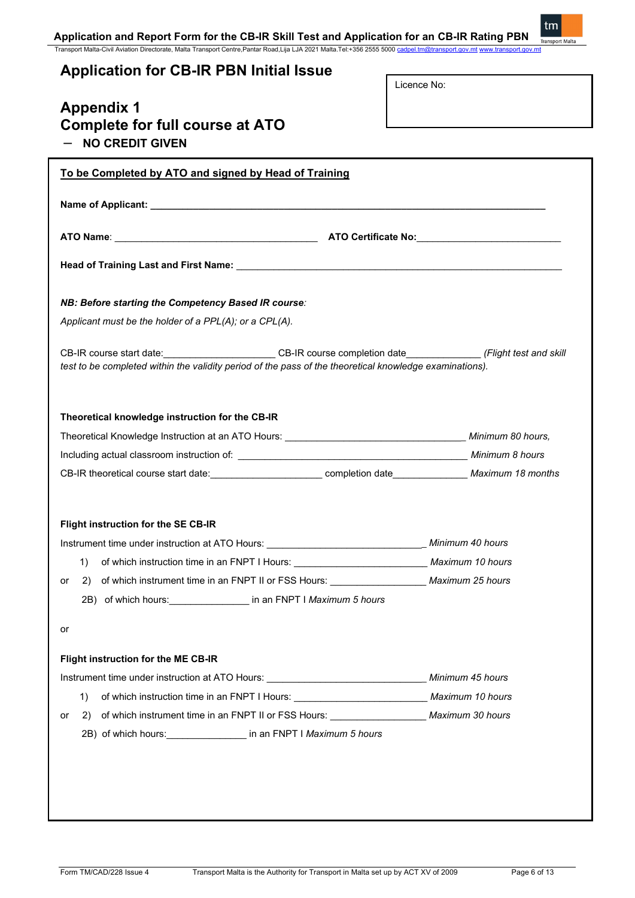# Application for CB-IR PBN Initial Issue

Licence No:

## Appendix 1
## Complete for full course at ATO
## – NO CREDIT GIVEN

**<u>To be Completed by ATO and signed by Head of Training</u>**

**Name of Applicant:** ______________________________________________________________________

**ATO Name**: ______________________________________ **ATO Certificate No:**__________________________

**Head of Training Last and First Name:** ____________________________________________________________

***NB: Before starting the Competency Based IR course**:*

*Applicant must be the holder of a PPL(A); or a CPL(A).*

CB-IR course start date:_____________________ CB-IR course completion date______________ *(Flight test and skill test to be completed within the validity period of the pass of the theoretical knowledge examinations).*

**Theoretical knowledge instruction for the CB-IR**

Theoretical Knowledge Instruction at an ATO Hours: __________________________________ *Minimum 80 hours,*

Including actual classroom instruction of: ____________________________________________ *Minimum 8 hours*

CB-IR theoretical course start date:_____________________ completion date______________ *Maximum 18 months*

**Flight instruction for the SE CB-IR**

Instrument time under instruction at ATO Hours: ______________________________ *Minimum 40 hours*

1) of which instruction time in an FNPT I Hours: _________________________ *Maximum 10 hours*

or 2) of which instrument time in an FNPT II or FSS Hours: _________________ *Maximum 25 hours*

2B) of which hours:_______________ in an FNPT I *Maximum 5 hours*

or

**Flight instruction for the ME CB-IR**

Instrument time under instruction at ATO Hours: ______________________________ *Minimum 45 hours*

1) of which instruction time in an FNPT I Hours: _________________________ *Maximum 10 hours*

or 2) of which instrument time in an FNPT II or FSS Hours: _________________ *Maximum 30 hours*

2B) of which hours:_______________ in an FNPT I *Maximum 5 hours*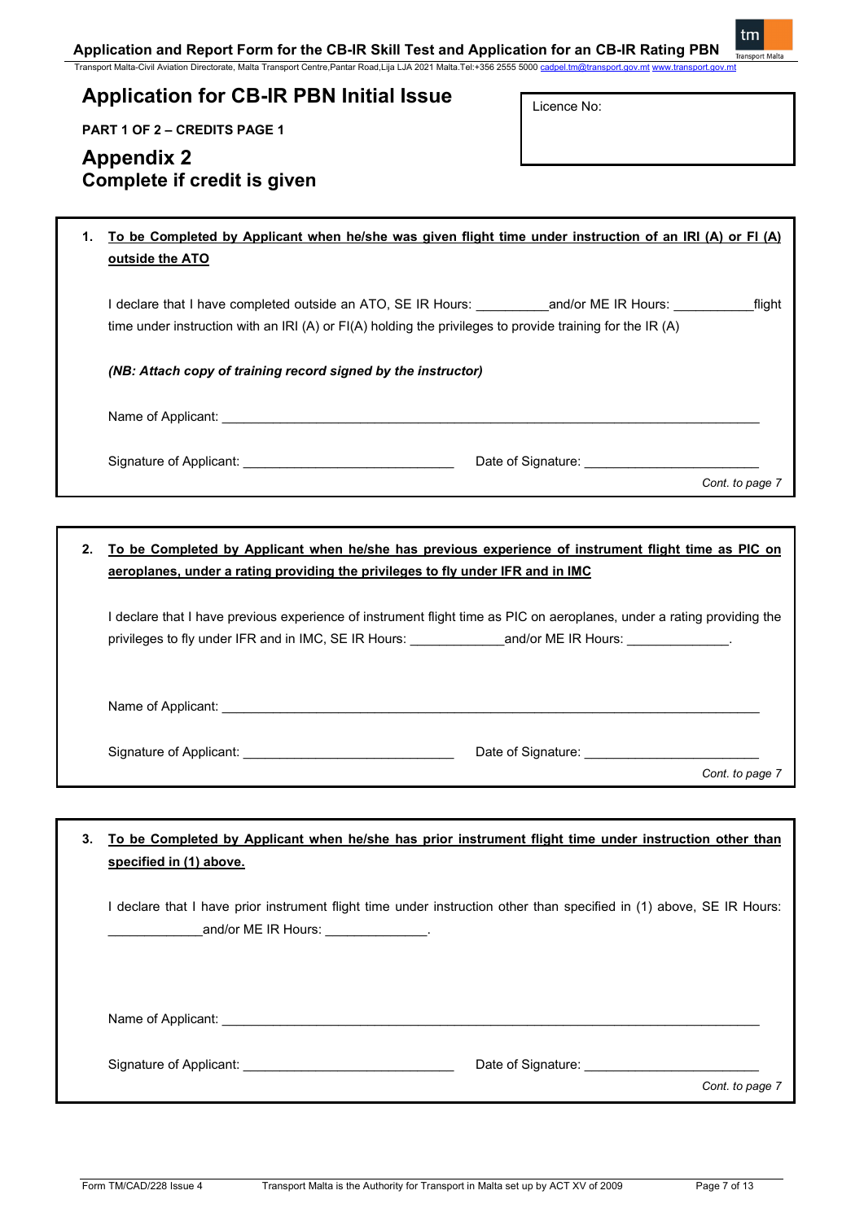# Application for CB-IR PBN Initial Issue

**PART 1 OF 2 – CREDITS PAGE 1**

## Appendix 2
## Complete if credit is given

Licence No:

**1. To be Completed by Applicant when he/she was given flight time under instruction of an IRI (A) or FI (A) outside the ATO**

I declare that I have completed outside an ATO, SE IR Hours: __________and/or ME IR Hours: ___________flight time under instruction with an IRI (A) or FI(A) holding the privileges to provide training for the IR (A)

***(NB: Attach copy of training record signed by the instructor)***

Name of Applicant: ___________________________________________________________________________

Signature of Applicant: _____________________________ Date of Signature: ________________________

*Cont. to page 7*

**2. To be Completed by Applicant when he/she has previous experience of instrument flight time as PIC on aeroplanes, under a rating providing the privileges to fly under IFR and in IMC**

I declare that I have previous experience of instrument flight time as PIC on aeroplanes, under a rating providing the privileges to fly under IFR and in IMC, SE IR Hours: _____________and/or ME IR Hours: ______________.

Name of Applicant: ___________________________________________________________________________

Signature of Applicant: _____________________________ Date of Signature: ________________________

*Cont. to page 7*

**3. To be Completed by Applicant when he/she has prior instrument flight time under instruction other than specified in (1) above.**

I declare that I have prior instrument flight time under instruction other than specified in (1) above, SE IR Hours: _____________and/or ME IR Hours: ______________.

Name of Applicant: ___________________________________________________________________________

Signature of Applicant: _____________________________ Date of Signature: ________________________

*Cont. to page 7*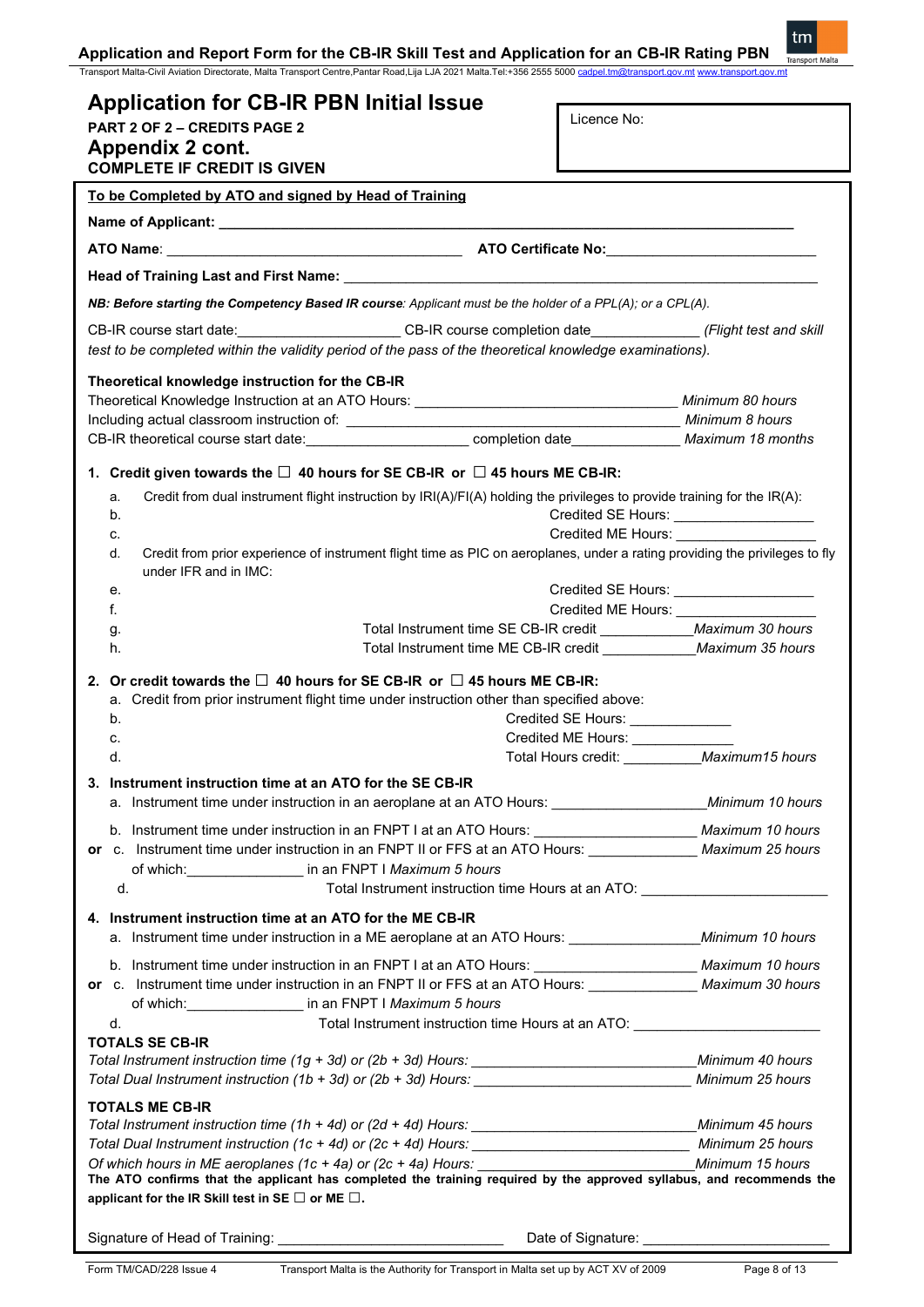# Application for CB-IR PBN Initial Issue

**PART 2 OF 2 – CREDITS PAGE 2**

## Appendix 2 cont.

**COMPLETE IF CREDIT IS GIVEN**

Licence No:

**To be Completed by ATO and signed by Head of Training**

**Name of Applicant:** ______________________________

**ATO Name**: ______________________________ **ATO Certificate No:** ______________________________

**Head of Training Last and First Name:** ______________________________

***NB: Before starting the Competency Based IR course****: Applicant must be the holder of a PPL(A); or a CPL(A).*

CB-IR course start date: ____________ CB-IR course completion date ____________ *(Flight test and skill test to be completed within the validity period of the pass of the theoretical knowledge examinations).*

**Theoretical knowledge instruction for the CB-IR**

Theoretical Knowledge Instruction at an ATO Hours: ______________________ *Minimum 80 hours*

Including actual classroom instruction of: ______________________ *Minimum 8 hours*

CB-IR theoretical course start date: ____________ completion date ____________ *Maximum 18 months*

**1. Credit given towards the ☐ 40 hours for SE CB-IR or ☐ 45 hours ME CB-IR:**

a. Credit from dual instrument flight instruction by IRI(A)/FI(A) holding the privileges to provide training for the IR(A):

b. Credited SE Hours: ____________

c. Credited ME Hours: ____________

d. Credit from prior experience of instrument flight time as PIC on aeroplanes, under a rating providing the privileges to fly under IFR and in IMC:

e. Credited SE Hours: ____________

f. Credited ME Hours: ____________

g. Total Instrument time SE CB-IR credit ____________ *Maximum 30 hours*

h. Total Instrument time ME CB-IR credit ____________ *Maximum 35 hours*

**2. Or credit towards the ☐ 40 hours for SE CB-IR or ☐ 45 hours ME CB-IR:**

a. Credit from prior instrument flight time under instruction other than specified above:

b. Credited SE Hours: ____________

c. Credited ME Hours: ____________

d. Total Hours credit: ____________ *Maximum15 hours*

**3. Instrument instruction time at an ATO for the SE CB-IR**

a. Instrument time under instruction in an aeroplane at an ATO Hours: ____________ *Minimum 10 hours*

b. Instrument time under instruction in an FNPT I at an ATO Hours: ____________ *Maximum 10 hours*

**or** c. Instrument time under instruction in an FNPT II or FFS at an ATO Hours: ____________ *Maximum 25 hours*

of which: ____________ in an FNPT I *Maximum 5 hours*

d. Total Instrument instruction time Hours at an ATO: ____________

**4. Instrument instruction time at an ATO for the ME CB-IR**

a. Instrument time under instruction in a ME aeroplane at an ATO Hours: ____________ *Minimum 10 hours*

b. Instrument time under instruction in an FNPT I at an ATO Hours: ____________ *Maximum 10 hours*

**or** c. Instrument time under instruction in an FNPT II or FFS at an ATO Hours: ____________ *Maximum 30 hours*

of which: ____________ in an FNPT I *Maximum 5 hours*

d. Total Instrument instruction time Hours at an ATO: ____________

**TOTALS SE CB-IR**

*Total Instrument instruction time (1g + 3d) or (2b + 3d) Hours:* ____________ *Minimum 40 hours*

*Total Dual Instrument instruction (1b + 3d) or (2b + 3d) Hours:* ____________ *Minimum 25 hours*

**TOTALS ME CB-IR**

*Total Instrument instruction time (1h + 4d) or (2d + 4d) Hours:* ____________ *Minimum 45 hours*

*Total Dual Instrument instruction (1c + 4d) or (2c + 4d) Hours:* ____________ *Minimum 25 hours*

*Of which hours in ME aeroplanes (1c + 4a) or (2c + 4a) Hours:* ____________ *Minimum 15 hours*

**The ATO confirms that the applicant has completed the training required by the approved syllabus, and recommends the applicant for the IR Skill test in SE ☐ or ME ☐.**

Signature of Head of Training: ______________________ Date of Signature: ______________________

Form TM/CAD/228 Issue 4 — Transport Malta is the Authority for Transport in Malta set up by ACT XV of 2009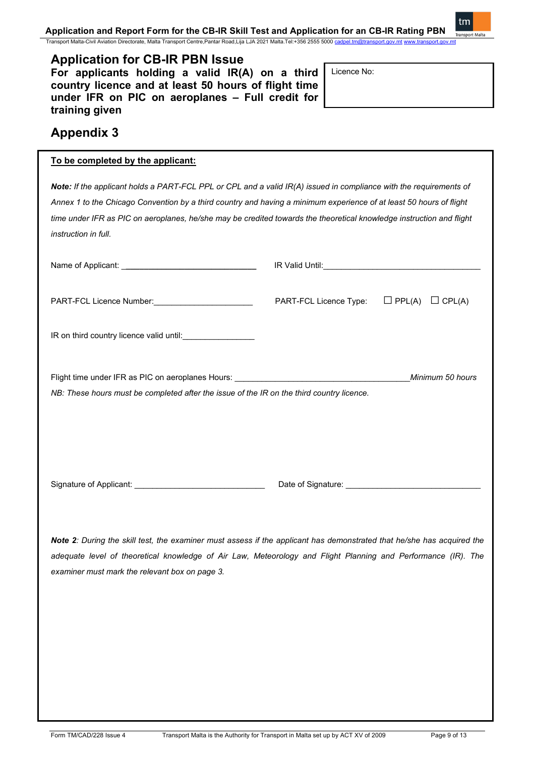# Application for CB-IR PBN Issue

**For applicants holding a valid IR(A) on a third country licence and at least 50 hours of flight time under IFR on PIC on aeroplanes – Full credit for training given**

Licence No:

## Appendix 3

**To be completed by the applicant:**

***Note:*** *If the applicant holds a PART-FCL PPL or CPL and a valid IR(A) issued in compliance with the requirements of Annex 1 to the Chicago Convention by a third country and having a minimum experience of at least 50 hours of flight time under IFR as PIC on aeroplanes, he/she may be credited towards the theoretical knowledge instruction and flight instruction in full.*

Name of Applicant: ______________________________ IR Valid Until: ____________________________________

PART-FCL Licence Number: ______________________ PART-FCL Licence Type: ☐ PPL(A) ☐ CPL(A)

IR on third country licence valid until: ________________

Flight time under IFR as PIC on aeroplanes Hours: ______________________________________ *Minimum 50 hours*

*NB: These hours must be completed after the issue of the IR on the third country licence.*

Signature of Applicant: _____________________________ Date of Signature: ______________________________

***Note 2****: During the skill test, the examiner must assess if the applicant has demonstrated that he/she has acquired the adequate level of theoretical knowledge of Air Law, Meteorology and Flight Planning and Performance (IR). The examiner must mark the relevant box on page 3.*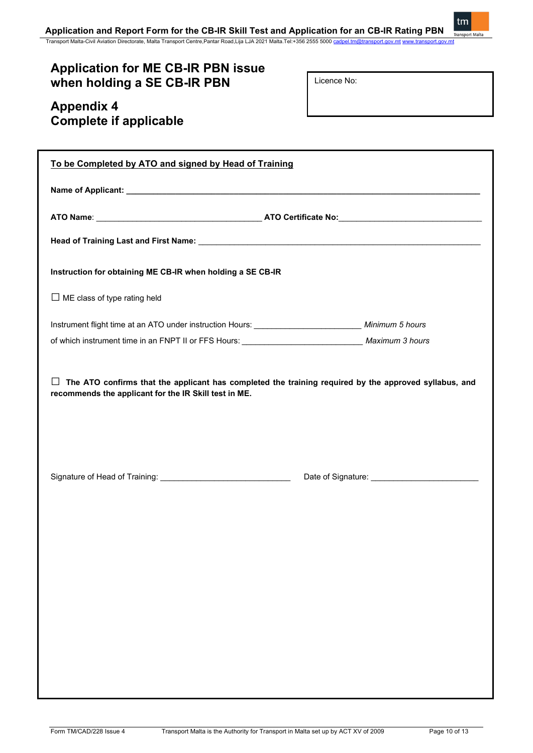# Application for ME CB-IR PBN issue when holding a SE CB-IR PBN

## Appendix 4
## Complete if applicable

Licence No:

**To be Completed by ATO and signed by Head of Training**

**Name of Applicant:** ______________________________________________

**ATO Name**: ______________________ **ATO Certificate No:**______________________

**Head of Training Last and First Name:** ______________________________________

**Instruction for obtaining ME CB-IR when holding a SE CB-IR**

☐ ME class of type rating held

Instrument flight time at an ATO under instruction Hours: ________________ *Minimum 5 hours*

of which instrument time in an FNPT II or FFS Hours: ________________ *Maximum 3 hours*

☐ **The ATO confirms that the applicant has completed the training required by the approved syllabus, and recommends the applicant for the IR Skill test in ME.**

Signature of Head of Training: ____________________ Date of Signature: ________________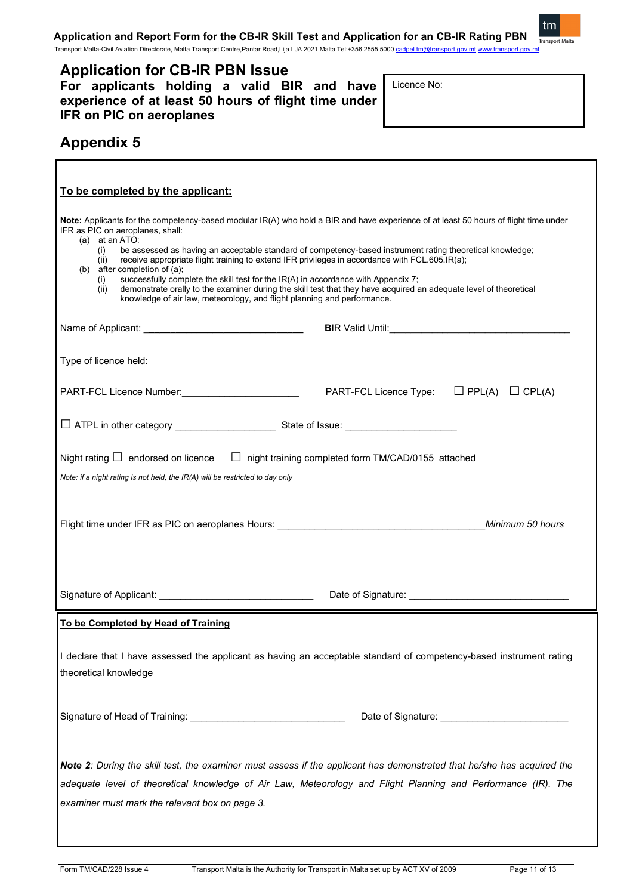# Application for CB-IR PBN Issue

**For applicants holding a valid BIR and have experience of at least 50 hours of flight time under IFR on PIC on aeroplanes**

Licence No:

## Appendix 5

**To be completed by the applicant:**

**Note:** Applicants for the competency-based modular IR(A) who hold a BIR and have experience of at least 50 hours of flight time under IFR as PIC on aeroplanes, shall:

(a) at an ATO:
  (i) be assessed as having an acceptable standard of competency-based instrument rating theoretical knowledge;
  (ii) receive appropriate flight training to extend IFR privileges in accordance with FCL.605.IR(a);

(b) after completion of (a);
  (i) successfully complete the skill test for the IR(A) in accordance with Appendix 7;
  (ii) demonstrate orally to the examiner during the skill test that they have acquired an adequate level of theoretical knowledge of air law, meteorology, and flight planning and performance.

Name of Applicant: ______________________________ **B**IR Valid Until: ___________________________________

Type of licence held:

PART-FCL Licence Number: ______________________ PART-FCL Licence Type: ☐ PPL(A) ☐ CPL(A)

☐ ATPL in other category __________________ State of Issue: ____________________

Night rating ☐ endorsed on licence ☐ night training completed form TM/CAD/0155 attached

*Note: if a night rating is not held, the IR(A) will be restricted to day only*

Flight time under IFR as PIC on aeroplanes Hours: ______________________________________ *Minimum 50 hours*

Signature of Applicant: ____________________________ Date of Signature: ______________________________

**To be Completed by Head of Training**

I declare that I have assessed the applicant as having an acceptable standard of competency-based instrument rating theoretical knowledge

Signature of Head of Training: _____________________________ Date of Signature: ________________________

***Note 2**: During the skill test, the examiner must assess if the applicant has demonstrated that he/she has acquired the adequate level of theoretical knowledge of Air Law, Meteorology and Flight Planning and Performance (IR). The examiner must mark the relevant box on page 3.*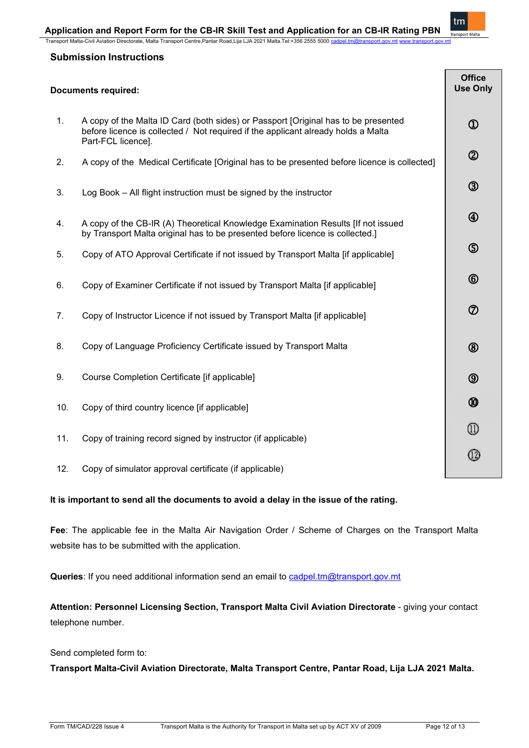## Submission Instructions

| Documents required: | | Office Use Only |
|---|---|---|
| 1. | A copy of the Malta ID Card (both sides) or Passport [Original has to be presented before licence is collected / Not required if the applicant already holds a Malta Part-FCL licence]. | ① |
| 2. | A copy of the Medical Certificate [Original has to be presented before licence is collected] | ② |
| 3. | Log Book – All flight instruction must be signed by the instructor | ③ |
| 4. | A copy of the CB-IR (A) Theoretical Knowledge Examination Results [If not issued by Transport Malta original has to be presented before licence is collected.] | ④ |
| 5. | Copy of ATO Approval Certificate if not issued by Transport Malta [if applicable] | ⑤ |
| 6. | Copy of Examiner Certificate if not issued by Transport Malta [if applicable] | ⑥ |
| 7. | Copy of Instructor Licence if not issued by Transport Malta [if applicable] | ⑦ |
| 8. | Copy of Language Proficiency Certificate issued by Transport Malta | ⑧ |
| 9. | Course Completion Certificate [if applicable] | ⑨ |
| 10. | Copy of third country licence [if applicable] | ⑩ |
| 11. | Copy of training record signed by instructor (if applicable) | ⑪ |
| 12. | Copy of simulator approval certificate (if applicable) | ⑫ |

**It is important to send all the documents to avoid a delay in the issue of the rating.**

**Fee**: The applicable fee in the Malta Air Navigation Order / Scheme of Charges on the Transport Malta website has to be submitted with the application.

**Queries**: If you need additional information send an email to cadpel.tm@transport.gov.mt

**Attention: Personnel Licensing Section, Transport Malta Civil Aviation Directorate** - giving your contact telephone number.

Send completed form to:

**Transport Malta-Civil Aviation Directorate, Malta Transport Centre, Pantar Road, Lija LJA 2021 Malta.**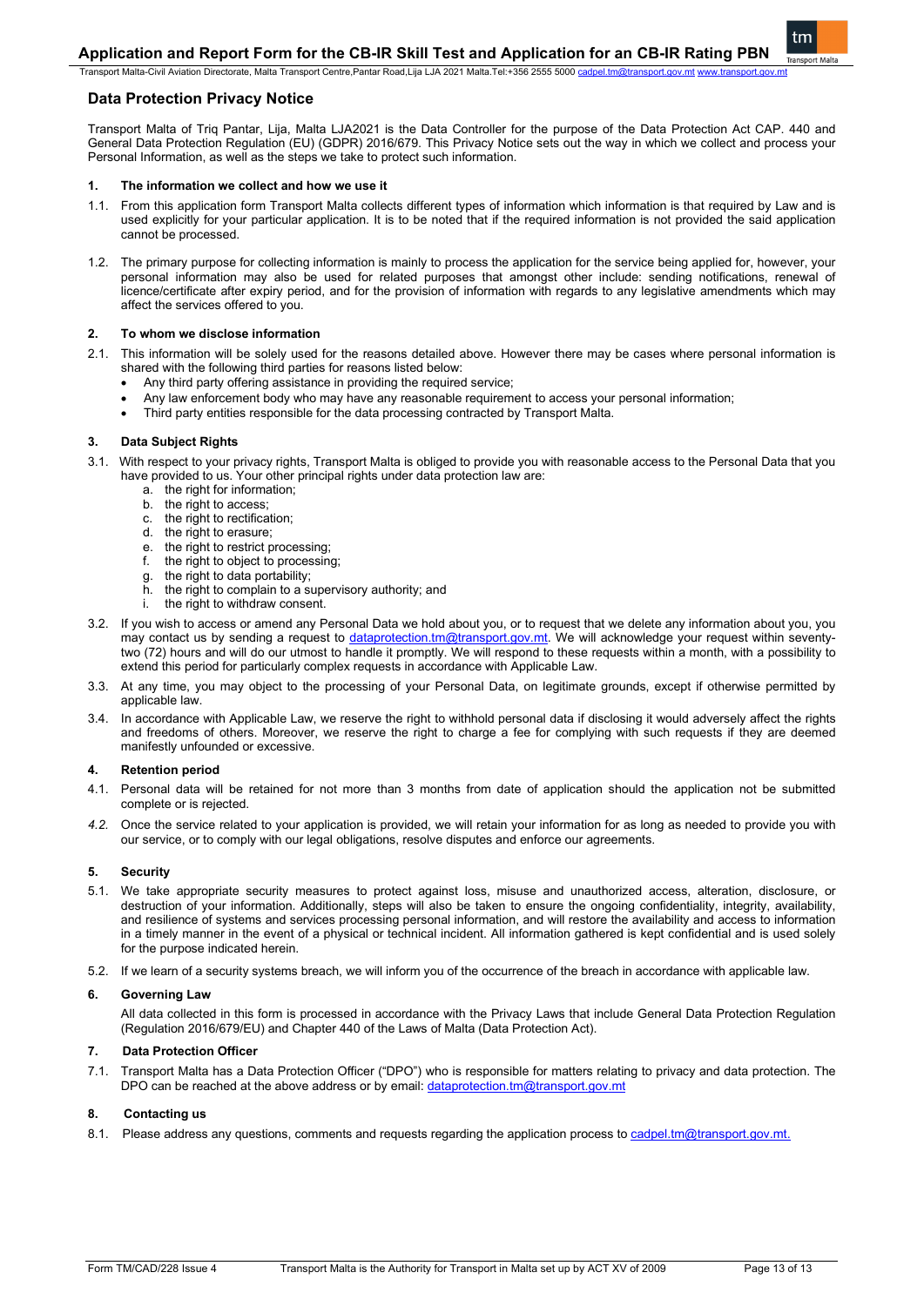## Data Protection Privacy Notice

Transport Malta of Triq Pantar, Lija, Malta LJA2021 is the Data Controller for the purpose of the Data Protection Act CAP. 440 and General Data Protection Regulation (EU) (GDPR) 2016/679. This Privacy Notice sets out the way in which we collect and process your Personal Information, as well as the steps we take to protect such information.

### 1. The information we collect and how we use it

1.1. From this application form Transport Malta collects different types of information which information is that required by Law and is used explicitly for your particular application. It is to be noted that if the required information is not provided the said application cannot be processed.

1.2. The primary purpose for collecting information is mainly to process the application for the service being applied for, however, your personal information may also be used for related purposes that amongst other include: sending notifications, renewal of licence/certificate after expiry period, and for the provision of information with regards to any legislative amendments which may affect the services offered to you.

### 2. To whom we disclose information

2.1. This information will be solely used for the reasons detailed above. However there may be cases where personal information is shared with the following third parties for reasons listed below:

- Any third party offering assistance in providing the required service;
- Any law enforcement body who may have any reasonable requirement to access your personal information;
- Third party entities responsible for the data processing contracted by Transport Malta.

### 3. Data Subject Rights

3.1. With respect to your privacy rights, Transport Malta is obliged to provide you with reasonable access to the Personal Data that you have provided to us. Your other principal rights under data protection law are:

a. the right for information;
b. the right to access;
c. the right to rectification;
d. the right to erasure;
e. the right to restrict processing;
f. the right to object to processing;
g. the right to data portability;
h. the right to complain to a supervisory authority; and
i. the right to withdraw consent.

3.2. If you wish to access or amend any Personal Data we hold about you, or to request that we delete any information about you, you may contact us by sending a request to dataprotection.tm@transport.gov.mt. We will acknowledge your request within seventy-two (72) hours and will do our utmost to handle it promptly. We will respond to these requests within a month, with a possibility to extend this period for particularly complex requests in accordance with Applicable Law.

3.3. At any time, you may object to the processing of your Personal Data, on legitimate grounds, except if otherwise permitted by applicable law.

3.4. In accordance with Applicable Law, we reserve the right to withhold personal data if disclosing it would adversely affect the rights and freedoms of others. Moreover, we reserve the right to charge a fee for complying with such requests if they are deemed manifestly unfounded or excessive.

### 4. Retention period

4.1. Personal data will be retained for not more than 3 months from date of application should the application not be submitted complete or is rejected.

*4.2.* Once the service related to your application is provided, we will retain your information for as long as needed to provide you with our service, or to comply with our legal obligations, resolve disputes and enforce our agreements.

### 5. Security

5.1. We take appropriate security measures to protect against loss, misuse and unauthorized access, alteration, disclosure, or destruction of your information. Additionally, steps will also be taken to ensure the ongoing confidentiality, integrity, availability, and resilience of systems and services processing personal information, and will restore the availability and access to information in a timely manner in the event of a physical or technical incident. All information gathered is kept confidential and is used solely for the purpose indicated herein.

5.2. If we learn of a security systems breach, we will inform you of the occurrence of the breach in accordance with applicable law.

### 6. Governing Law

All data collected in this form is processed in accordance with the Privacy Laws that include General Data Protection Regulation (Regulation 2016/679/EU) and Chapter 440 of the Laws of Malta (Data Protection Act).

### 7. Data Protection Officer

7.1. Transport Malta has a Data Protection Officer ("DPO") who is responsible for matters relating to privacy and data protection. The DPO can be reached at the above address or by email: dataprotection.tm@transport.gov.mt

### 8. Contacting us

8.1. Please address any questions, comments and requests regarding the application process to cadpel.tm@transport.gov.mt.